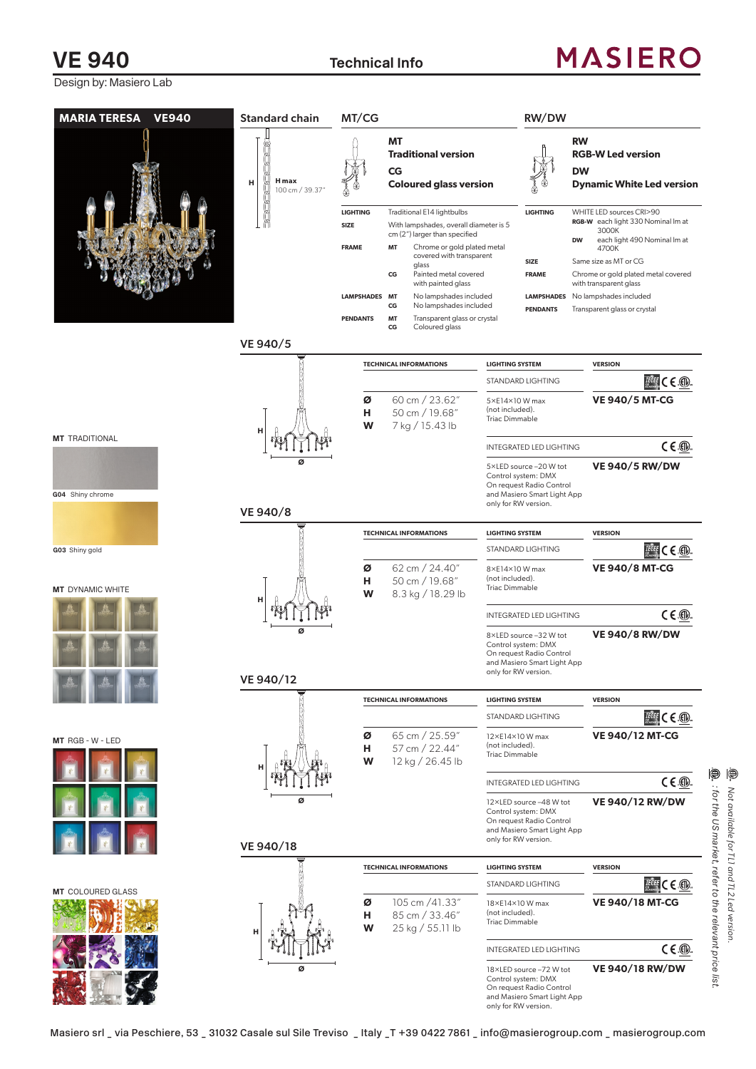# VE 940

Design by: Masiero Lab

## Technical Info

MASIERO

### MARIA TERESA VE940

### Standard chain

H max 100 cm / 39.37"

### MT/CG

**MT**
**Traditional version**

**CG**
**Coloured glass version**

| | | |
|---|---|---|
| LIGHTING | | Traditional E14 lightbulbs |
| SIZE | | With lampshades, overall diameter is 5 cm (2") larger than specified |
| FRAME | MT | Chrome or gold plated metal covered with transparent glass |
| | CG | Painted metal covered with painted glass |
| LAMPSHADES | MT | No lampshades included |
| | CG | No lampshades included |
| PENDANTS | MT | Transparent glass or crystal |
| | CG | Coloured glass |

### RW/DW

**RW**
**RGB-W Led version**

**DW**
**Dynamic White Led version**

| | | |
|---|---|---|
| LIGHTING | | WHITE LED sources CRI>90 |
| | RGB-W | each light 330 Nominal lm at 3000K |
| | DW | each light 490 Nominal lm at 4700K |
| SIZE | | Same size as MT or CG |
| FRAME | | Chrome or gold plated metal covered with transparent glass |
| LAMPSHADES | | No lampshades included |
| PENDANTS | | Transparent glass or crystal |

**MT** TRADITIONAL

G04 Shiny chrome

G03 Shiny gold

**MT** DYNAMIC WHITE

**MT** RGB - W - LED

**MT** COLOURED GLASS

### VE 940/5

| TECHNICAL INFORMATIONS | LIGHTING SYSTEM | VERSION |
|---|---|---|
| | STANDARD LIGHTING | |
| Ø 60 cm / 23.62"<br>H 50 cm / 19.68"<br>W 7 kg / 15.43 lb | 5×E14×10 W max (not included). Triac Dimmable | VE 940/5 MT-CG |
| | INTEGRATED LED LIGHTING | |
| | 5×LED source ~20 W tot Control system: DMX On request Radio Control and Masiero Smart Light App only for RW version. | VE 940/5 RW/DW |

### VE 940/8

| TECHNICAL INFORMATIONS | LIGHTING SYSTEM | VERSION |
|---|---|---|
| | STANDARD LIGHTING | |
| Ø 62 cm / 24.40"<br>H 50 cm / 19.68"<br>W 8.3 kg / 18.29 lb | 8×E14×10 W max (not included). Triac Dimmable | VE 940/8 MT-CG |
| | INTEGRATED LED LIGHTING | |
| | 8×LED source ~32 W tot Control system: DMX On request Radio Control and Masiero Smart Light App only for RW version. | VE 940/8 RW/DW |

### VE 940/12

| TECHNICAL INFORMATIONS | LIGHTING SYSTEM | VERSION |
|---|---|---|
| | STANDARD LIGHTING | |
| Ø 65 cm / 25.59"<br>H 57 cm / 22.44"<br>W 12 kg / 26.45 lb | 12×E14×10 W max (not included). Triac Dimmable | VE 940/12 MT-CG |
| | INTEGRATED LED LIGHTING | |
| | 12×LED source ~48 W tot Control system: DMX On request Radio Control and Masiero Smart Light App only for RW version. | VE 940/12 RW/DW |

### VE 940/18

| TECHNICAL INFORMATIONS | LIGHTING SYSTEM | VERSION |
|---|---|---|
| | STANDARD LIGHTING | |
| Ø 105 cm /41.33"<br>H 85 cm / 33.46"<br>W 25 kg / 55.11 lb | 18×E14×10 W max (not included). Triac Dimmable | VE 940/18 MT-CG |
| | INTEGRATED LED LIGHTING | |
| | 18×LED source ~72 W tot Control system: DMX On request Radio Control and Masiero Smart Light App only for RW version. | VE 940/18 RW/DW |

*Not available for TL1 and TL2 Led version.*
*: for the US market, refer to the relevant price list.*

Masiero srl _ via Peschiere, 53 _ 31032 Casale sul Sile Treviso _ Italy _T +39 0422 7861 _ info@masierogroup.com _ masierogroup.com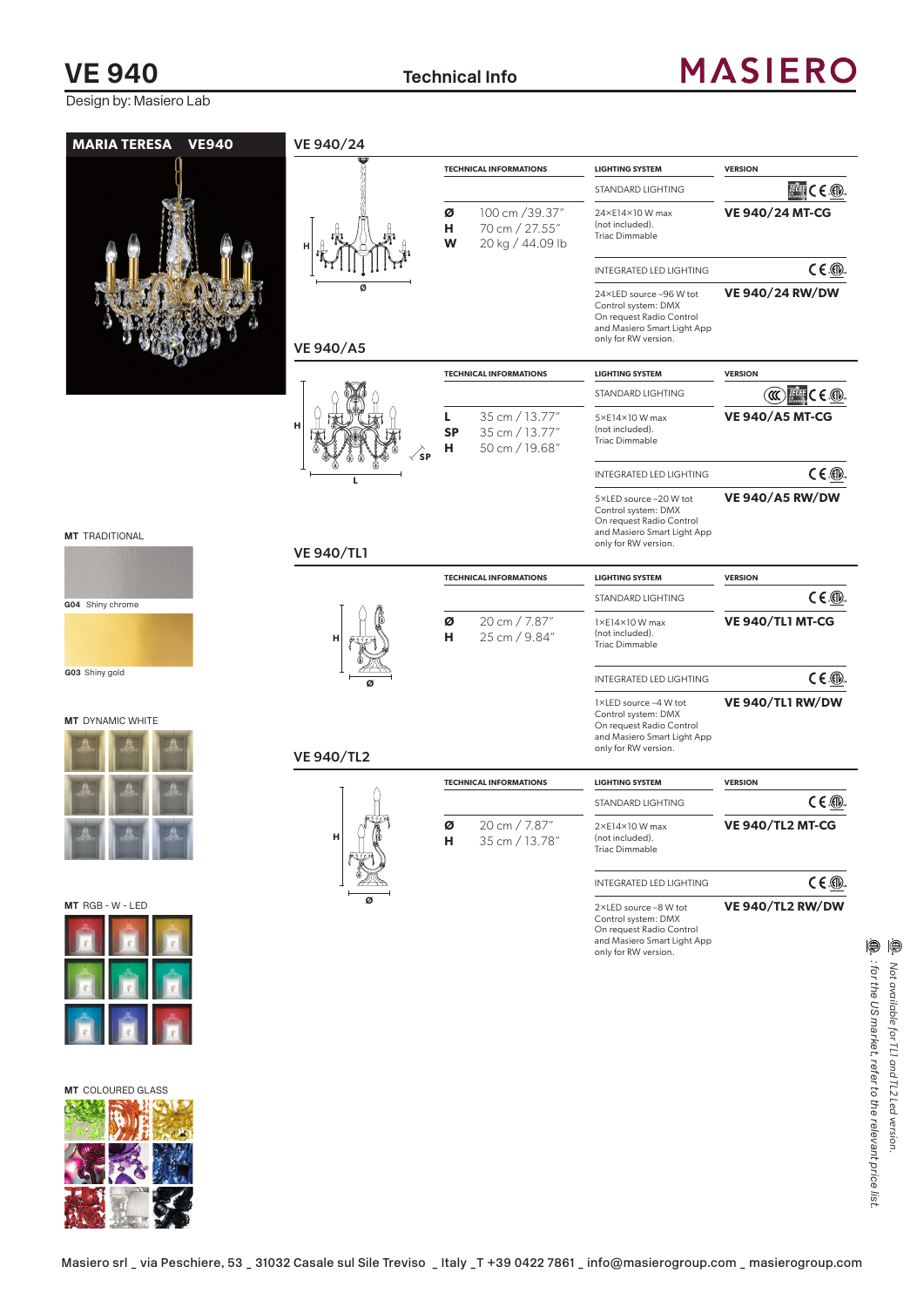# VE 940

Design by: Masiero Lab

## Technical Info

MASIERO

**MARIA TERESA VE940**

## VE 940/24

| TECHNICAL INFORMATIONS | | LIGHTING SYSTEM | VERSION |
|---|---|---|---|
| | | STANDARD LIGHTING | |
| Ø | 100 cm / 39.37" | 24×E14×10 W max (not included). Triac Dimmable | VE 940/24 MT-CG |
| H | 70 cm / 27.55" | | |
| W | 20 kg / 44.09 lb | | |
| | | INTEGRATED LED LIGHTING | |
| | | 24×LED source ~96 W tot Control system: DMX On request Radio Control and Masiero Smart Light App only for RW version. | VE 940/24 RW/DW |

## VE 940/A5

| TECHNICAL INFORMATIONS | | LIGHTING SYSTEM | VERSION |
|---|---|---|---|
| | | STANDARD LIGHTING | |
| L | 35 cm / 13.77" | 5×E14×10 W max (not included). Triac Dimmable | VE 940/A5 MT-CG |
| SP | 35 cm / 13.77" | | |
| H | 50 cm / 19.68" | | |
| | | INTEGRATED LED LIGHTING | |
| | | 5×LED source ~20 W tot Control system: DMX On request Radio Control and Masiero Smart Light App only for RW version. | VE 940/A5 RW/DW |

## VE 940/TL1

| TECHNICAL INFORMATIONS | | LIGHTING SYSTEM | VERSION |
|---|---|---|---|
| | | STANDARD LIGHTING | |
| Ø | 20 cm / 7.87" | 1×E14×10 W max (not included). Triac Dimmable | VE 940/TL1 MT-CG |
| H | 25 cm / 9.84" | | |
| | | INTEGRATED LED LIGHTING | |
| | | 1×LED source ~4 W tot Control system: DMX On request Radio Control and Masiero Smart Light App only for RW version. | VE 940/TL1 RW/DW |

## VE 940/TL2

| TECHNICAL INFORMATIONS | | LIGHTING SYSTEM | VERSION |
|---|---|---|---|
| | | STANDARD LIGHTING | |
| Ø | 20 cm / 7.87" | 2×E14×10 W max (not included). Triac Dimmable | VE 940/TL2 MT-CG |
| H | 35 cm / 13.78" | | |
| | | INTEGRATED LED LIGHTING | |
| | | 2×LED source ~8 W tot Control system: DMX On request Radio Control and Masiero Smart Light App only for RW version. | VE 940/TL2 RW/DW |

**MT** TRADITIONAL

G04 Shiny chrome

G03 Shiny gold

**MT** DYNAMIC WHITE

**MT** RGB - W - LED

**MT** COLOURED GLASS

*Not available for TL1 and TL2 Led version.*

*: for the US market, refer to the relevant price list.*

Masiero srl _ via Peschiere, 53 _ 31032 Casale sul Sile Treviso _ Italy _T +39 0422 7861 _ info@masierogroup.com _ masierogroup.com